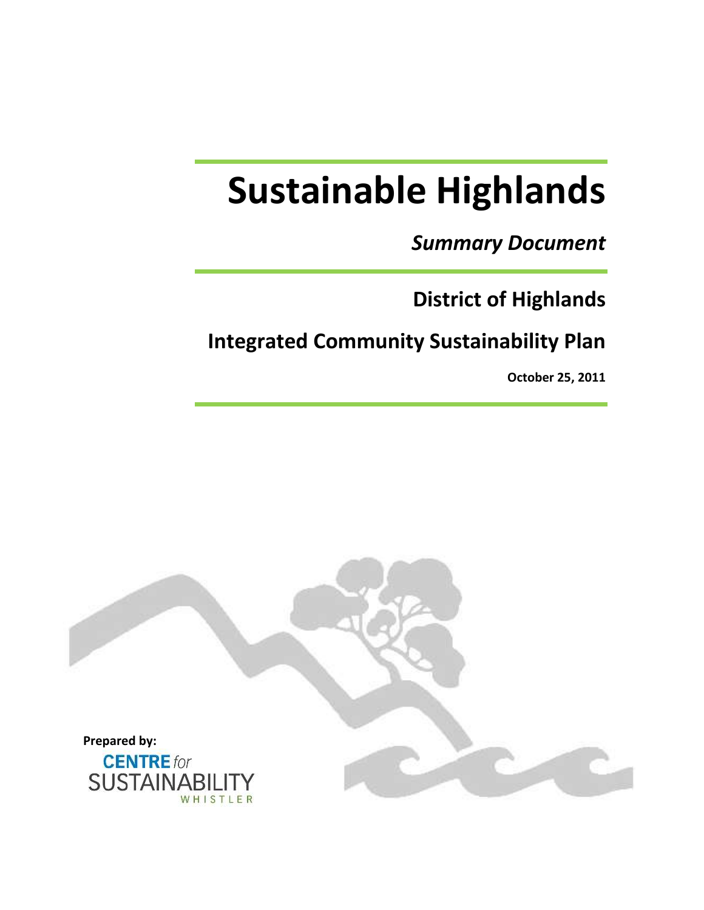# Sustainable Highlands

***Summary Document***

## District of Highlands

## Integrated Community Sustainability Plan

**October 25, 2011**

**Prepared by:**

CENTRE *for* SUSTAINABILITY WHISTLER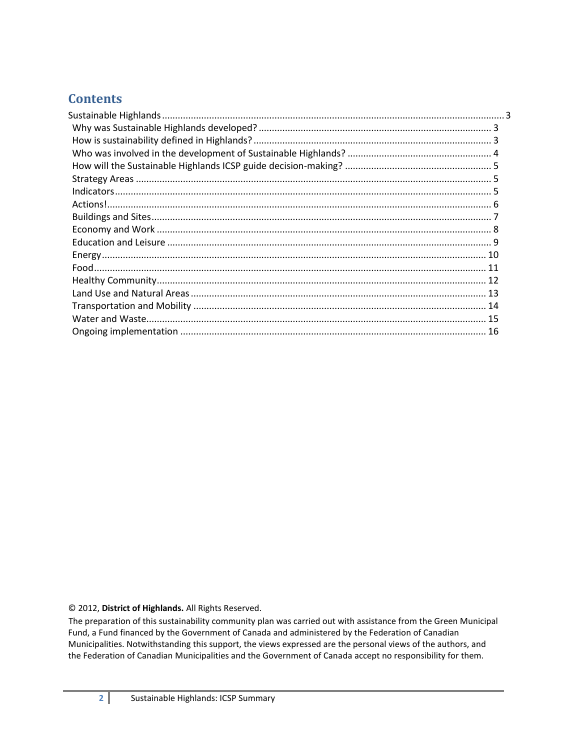## Contents

Sustainable Highlands ..... 3
- Why was Sustainable Highlands developed? ..... 3
- How is sustainability defined in Highlands? ..... 3
- Who was involved in the development of Sustainable Highlands? ..... 4
- How will the Sustainable Highlands ICSP guide decision-making? ..... 5
- Strategy Areas ..... 5
- Indicators ..... 5
- Actions! ..... 6
- Buildings and Sites ..... 7
- Economy and Work ..... 8
- Education and Leisure ..... 9
- Energy ..... 10
- Food ..... 11
- Healthy Community ..... 12
- Land Use and Natural Areas ..... 13
- Transportation and Mobility ..... 14
- Water and Waste ..... 15
- Ongoing implementation ..... 16

© 2012, **District of Highlands.** All Rights Reserved.

The preparation of this sustainability community plan was carried out with assistance from the Green Municipal Fund, a Fund financed by the Government of Canada and administered by the Federation of Canadian Municipalities. Notwithstanding this support, the views expressed are the personal views of the authors, and the Federation of Canadian Municipalities and the Government of Canada accept no responsibility for them.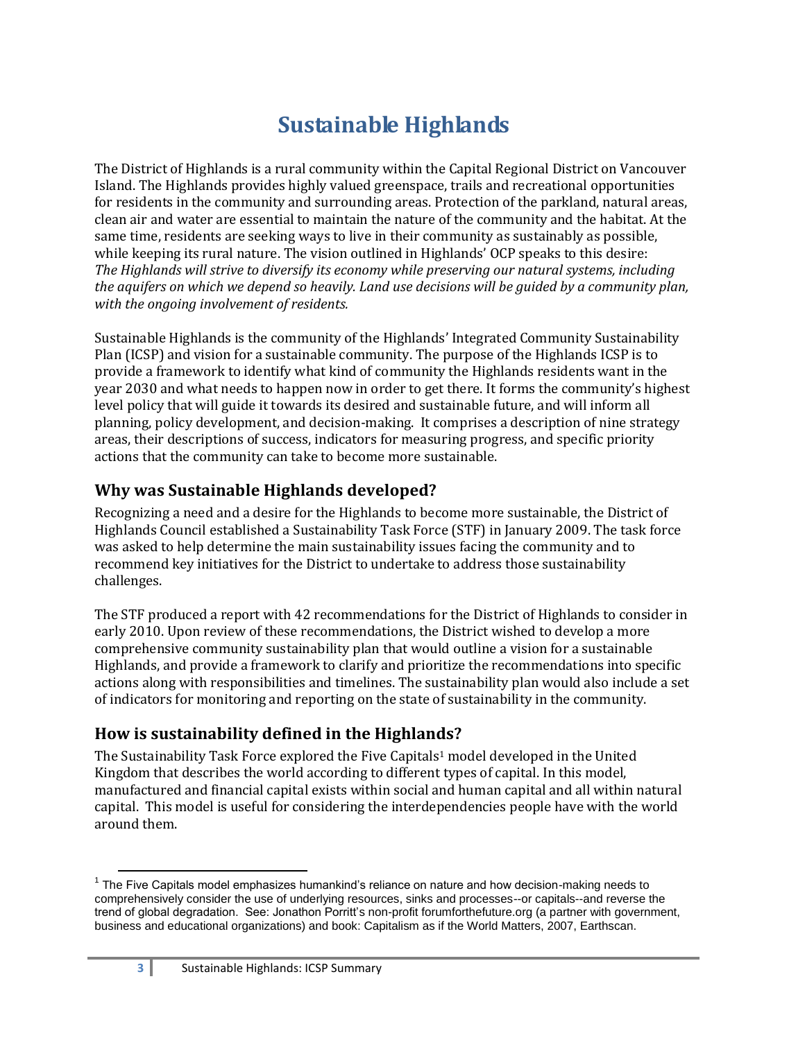# Sustainable Highlands

The District of Highlands is a rural community within the Capital Regional District on Vancouver Island. The Highlands provides highly valued greenspace, trails and recreational opportunities for residents in the community and surrounding areas. Protection of the parkland, natural areas, clean air and water are essential to maintain the nature of the community and the habitat. At the same time, residents are seeking ways to live in their community as sustainably as possible, while keeping its rural nature. The vision outlined in Highlands' OCP speaks to this desire: *The Highlands will strive to diversify its economy while preserving our natural systems, including the aquifers on which we depend so heavily. Land use decisions will be guided by a community plan, with the ongoing involvement of residents.*

Sustainable Highlands is the community of the Highlands' Integrated Community Sustainability Plan (ICSP) and vision for a sustainable community. The purpose of the Highlands ICSP is to provide a framework to identify what kind of community the Highlands residents want in the year 2030 and what needs to happen now in order to get there. It forms the community's highest level policy that will guide it towards its desired and sustainable future, and will inform all planning, policy development, and decision-making. It comprises a description of nine strategy areas, their descriptions of success, indicators for measuring progress, and specific priority actions that the community can take to become more sustainable.

## Why was Sustainable Highlands developed?

Recognizing a need and a desire for the Highlands to become more sustainable, the District of Highlands Council established a Sustainability Task Force (STF) in January 2009. The task force was asked to help determine the main sustainability issues facing the community and to recommend key initiatives for the District to undertake to address those sustainability challenges.

The STF produced a report with 42 recommendations for the District of Highlands to consider in early 2010. Upon review of these recommendations, the District wished to develop a more comprehensive community sustainability plan that would outline a vision for a sustainable Highlands, and provide a framework to clarify and prioritize the recommendations into specific actions along with responsibilities and timelines. The sustainability plan would also include a set of indicators for monitoring and reporting on the state of sustainability in the community.

## How is sustainability defined in the Highlands?

The Sustainability Task Force explored the Five Capitals[1] model developed in the United Kingdom that describes the world according to different types of capital. In this model, manufactured and financial capital exists within social and human capital and all within natural capital. This model is useful for considering the interdependencies people have with the world around them.

---

[1] The Five Capitals model emphasizes humankind's reliance on nature and how decision-making needs to comprehensively consider the use of underlying resources, sinks and processes--or capitals--and reverse the trend of global degradation. See: Jonathon Porritt's non-profit forumforthefuture.org (a partner with government, business and educational organizations) and book: Capitalism as if the World Matters, 2007, Earthscan.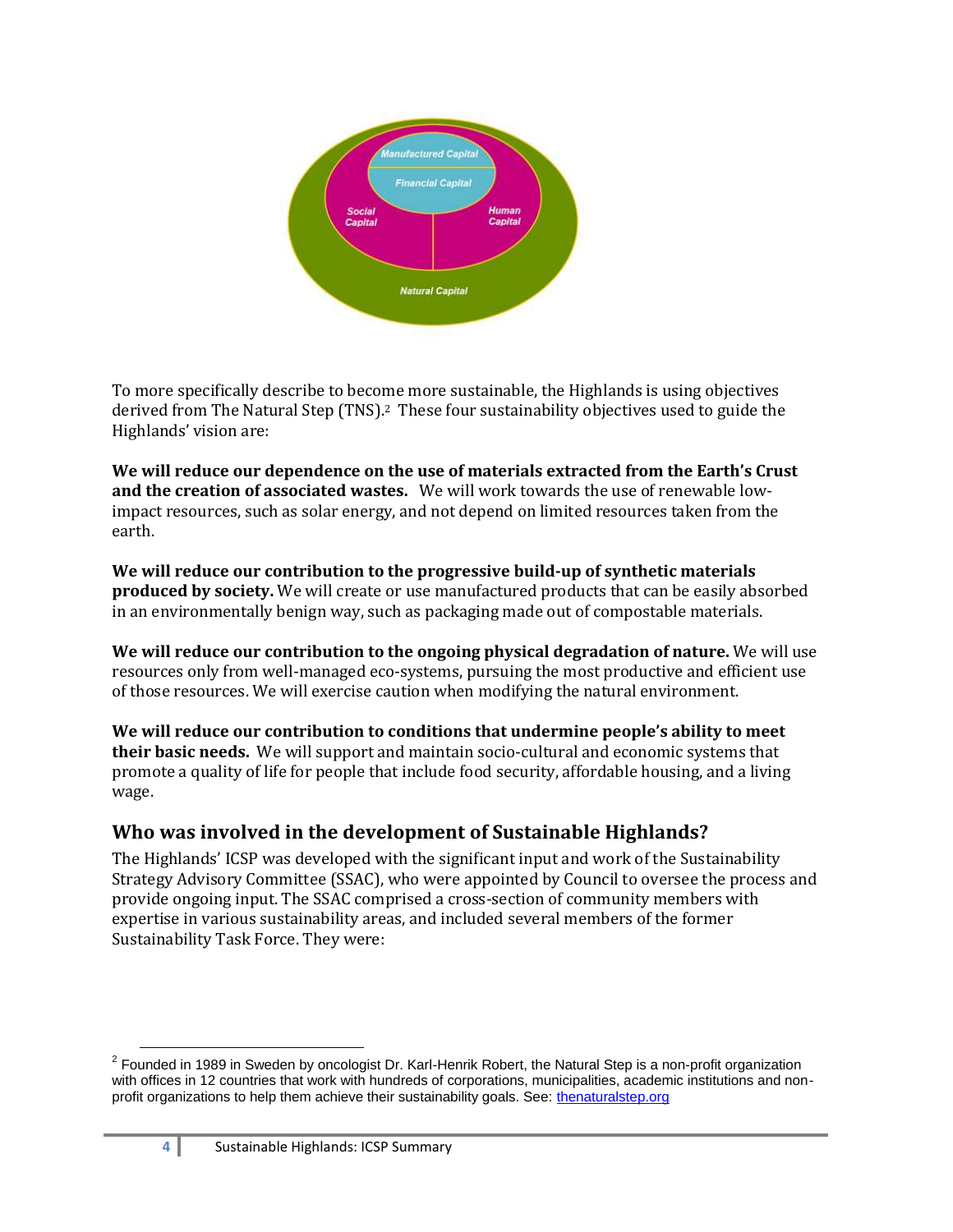Manufactured Capital

Financial Capital

Social Capital

Human Capital

Natural Capital

To more specifically describe to become more sustainable, the Highlands is using objectives derived from The Natural Step (TNS).[2] These four sustainability objectives used to guide the Highlands' vision are:

**We will reduce our dependence on the use of materials extracted from the Earth's Crust and the creation of associated wastes.** We will work towards the use of renewable low-impact resources, such as solar energy, and not depend on limited resources taken from the earth.

**We will reduce our contribution to the progressive build-up of synthetic materials produced by society.** We will create or use manufactured products that can be easily absorbed in an environmentally benign way, such as packaging made out of compostable materials.

**We will reduce our contribution to the ongoing physical degradation of nature.** We will use resources only from well-managed eco-systems, pursuing the most productive and efficient use of those resources. We will exercise caution when modifying the natural environment.

**We will reduce our contribution to conditions that undermine people's ability to meet their basic needs.** We will support and maintain socio-cultural and economic systems that promote a quality of life for people that include food security, affordable housing, and a living wage.

## Who was involved in the development of Sustainable Highlands?

The Highlands' ICSP was developed with the significant input and work of the Sustainability Strategy Advisory Committee (SSAC), who were appointed by Council to oversee the process and provide ongoing input. The SSAC comprised a cross-section of community members with expertise in various sustainability areas, and included several members of the former Sustainability Task Force. They were:

[2] Founded in 1989 in Sweden by oncologist Dr. Karl-Henrik Robert, the Natural Step is a non-profit organization with offices in 12 countries that work with hundreds of corporations, municipalities, academic institutions and non-profit organizations to help them achieve their sustainability goals. See: thenaturalstep.org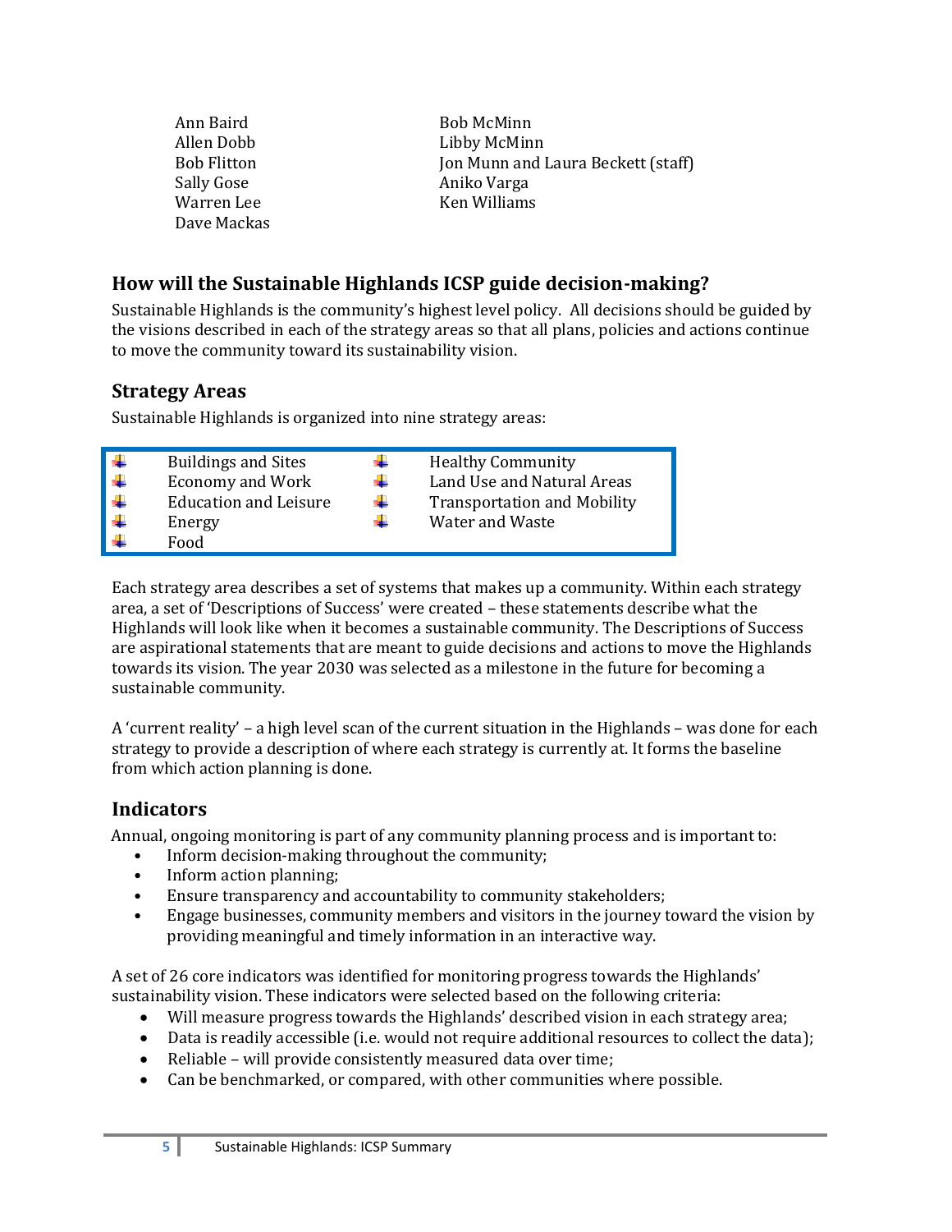Ann Baird
Allen Dobb
Bob Flitton
Sally Gose
Warren Lee
Dave Mackas
Bob McMinn
Libby McMinn
Jon Munn and Laura Beckett (staff)
Aniko Varga
Ken Williams

## How will the Sustainable Highlands ICSP guide decision-making?

Sustainable Highlands is the community's highest level policy. All decisions should be guided by the visions described in each of the strategy areas so that all plans, policies and actions continue to move the community toward its sustainability vision.

## Strategy Areas

Sustainable Highlands is organized into nine strategy areas:

- Buildings and Sites
- Economy and Work
- Education and Leisure
- Energy
- Food
- Healthy Community
- Land Use and Natural Areas
- Transportation and Mobility
- Water and Waste

Each strategy area describes a set of systems that makes up a community. Within each strategy area, a set of 'Descriptions of Success' were created – these statements describe what the Highlands will look like when it becomes a sustainable community. The Descriptions of Success are aspirational statements that are meant to guide decisions and actions to move the Highlands towards its vision. The year 2030 was selected as a milestone in the future for becoming a sustainable community.

A 'current reality' – a high level scan of the current situation in the Highlands – was done for each strategy to provide a description of where each strategy is currently at. It forms the baseline from which action planning is done.

## Indicators

Annual, ongoing monitoring is part of any community planning process and is important to:

- Inform decision-making throughout the community;
- Inform action planning;
- Ensure transparency and accountability to community stakeholders;
- Engage businesses, community members and visitors in the journey toward the vision by providing meaningful and timely information in an interactive way.

A set of 26 core indicators was identified for monitoring progress towards the Highlands' sustainability vision. These indicators were selected based on the following criteria:

- Will measure progress towards the Highlands' described vision in each strategy area;
- Data is readily accessible (i.e. would not require additional resources to collect the data);
- Reliable – will provide consistently measured data over time;
- Can be benchmarked, or compared, with other communities where possible.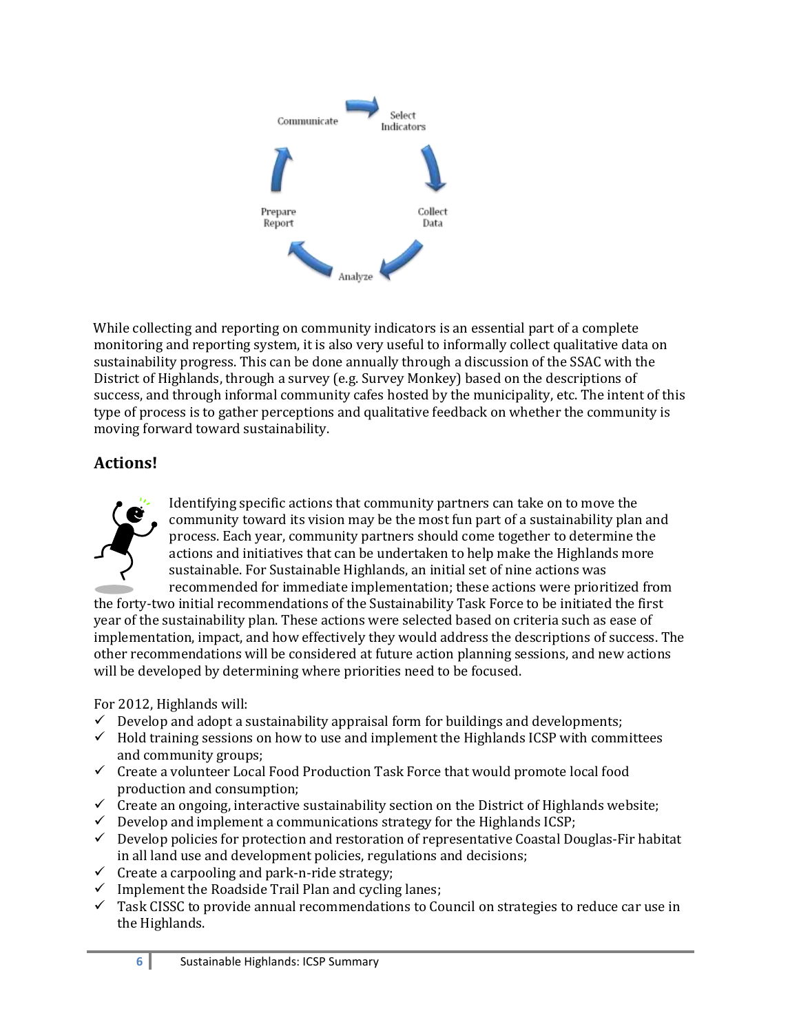While collecting and reporting on community indicators is an essential part of a complete monitoring and reporting system, it is also very useful to informally collect qualitative data on sustainability progress. This can be done annually through a discussion of the SSAC with the District of Highlands, through a survey (e.g. Survey Monkey) based on the descriptions of success, and through informal community cafes hosted by the municipality, etc. The intent of this type of process is to gather perceptions and qualitative feedback on whether the community is moving forward toward sustainability.

## Actions!

Identifying specific actions that community partners can take on to move the community toward its vision may be the most fun part of a sustainability plan and process. Each year, community partners should come together to determine the actions and initiatives that can be undertaken to help make the Highlands more sustainable. For Sustainable Highlands, an initial set of nine actions was recommended for immediate implementation; these actions were prioritized from the forty-two initial recommendations of the Sustainability Task Force to be initiated the first year of the sustainability plan. These actions were selected based on criteria such as ease of implementation, impact, and how effectively they would address the descriptions of success. The other recommendations will be considered at future action planning sessions, and new actions will be developed by determining where priorities need to be focused.

For 2012, Highlands will:

- ✓ Develop and adopt a sustainability appraisal form for buildings and developments;
- ✓ Hold training sessions on how to use and implement the Highlands ICSP with committees and community groups;
- ✓ Create a volunteer Local Food Production Task Force that would promote local food production and consumption;
- ✓ Create an ongoing, interactive sustainability section on the District of Highlands website;
- ✓ Develop and implement a communications strategy for the Highlands ICSP;
- ✓ Develop policies for protection and restoration of representative Coastal Douglas-Fir habitat in all land use and development policies, regulations and decisions;
- ✓ Create a carpooling and park-n-ride strategy;
- ✓ Implement the Roadside Trail Plan and cycling lanes;
- ✓ Task CISSC to provide annual recommendations to Council on strategies to reduce car use in the Highlands.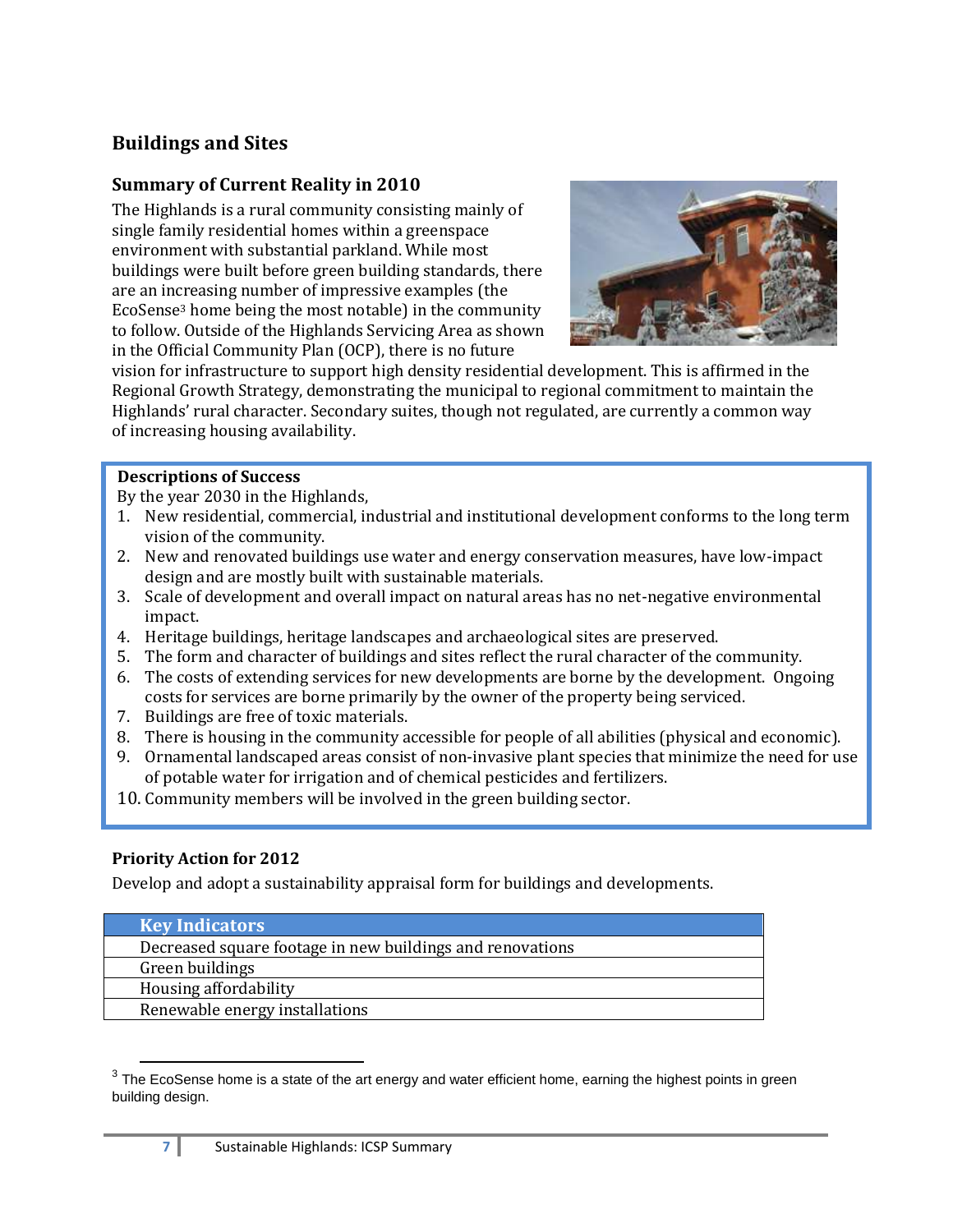## Buildings and Sites

### Summary of Current Reality in 2010

The Highlands is a rural community consisting mainly of single family residential homes within a greenspace environment with substantial parkland. While most buildings were built before green building standards, there are an increasing number of impressive examples (the EcoSense[3] home being the most notable) in the community to follow. Outside of the Highlands Servicing Area as shown in the Official Community Plan (OCP), there is no future vision for infrastructure to support high density residential development. This is affirmed in the Regional Growth Strategy, demonstrating the municipal to regional commitment to maintain the Highlands' rural character. Secondary suites, though not regulated, are currently a common way of increasing housing availability.

**Descriptions of Success**

By the year 2030 in the Highlands,

1. New residential, commercial, industrial and institutional development conforms to the long term vision of the community.
2. New and renovated buildings use water and energy conservation measures, have low-impact design and are mostly built with sustainable materials.
3. Scale of development and overall impact on natural areas has no net-negative environmental impact.
4. Heritage buildings, heritage landscapes and archaeological sites are preserved.
5. The form and character of buildings and sites reflect the rural character of the community.
6. The costs of extending services for new developments are borne by the development. Ongoing costs for services are borne primarily by the owner of the property being serviced.
7. Buildings are free of toxic materials.
8. There is housing in the community accessible for people of all abilities (physical and economic).
9. Ornamental landscaped areas consist of non-invasive plant species that minimize the need for use of potable water for irrigation and of chemical pesticides and fertilizers.
10. Community members will be involved in the green building sector.

### Priority Action for 2012

Develop and adopt a sustainability appraisal form for buildings and developments.

| Key Indicators |
| --- |
| Decreased square footage in new buildings and renovations |
| Green buildings |
| Housing affordability |
| Renewable energy installations |

[3] The EcoSense home is a state of the art energy and water efficient home, earning the highest points in green building design.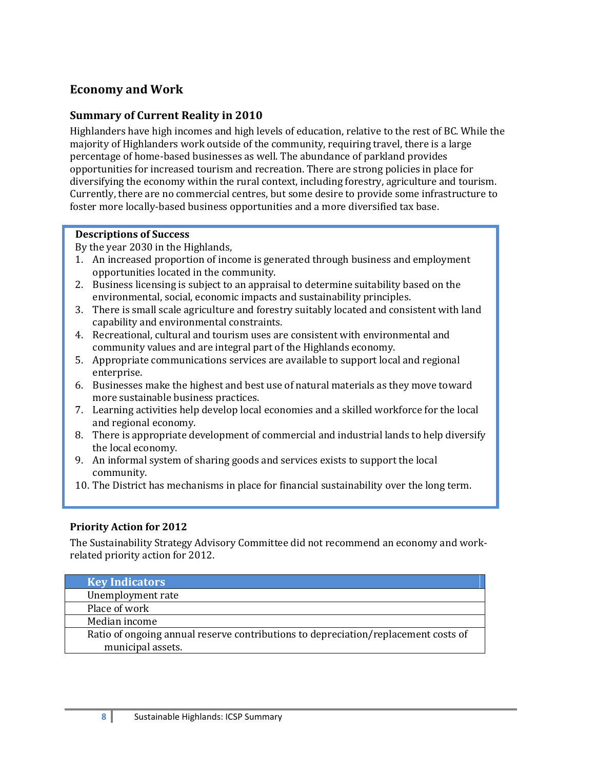## Economy and Work

### Summary of Current Reality in 2010

Highlanders have high incomes and high levels of education, relative to the rest of BC. While the majority of Highlanders work outside of the community, requiring travel, there is a large percentage of home-based businesses as well. The abundance of parkland provides opportunities for increased tourism and recreation. There are strong policies in place for diversifying the economy within the rural context, including forestry, agriculture and tourism. Currently, there are no commercial centres, but some desire to provide some infrastructure to foster more locally-based business opportunities and a more diversified tax base.

**Descriptions of Success**

By the year 2030 in the Highlands,

1. An increased proportion of income is generated through business and employment opportunities located in the community.
2. Business licensing is subject to an appraisal to determine suitability based on the environmental, social, economic impacts and sustainability principles.
3. There is small scale agriculture and forestry suitably located and consistent with land capability and environmental constraints.
4. Recreational, cultural and tourism uses are consistent with environmental and community values and are integral part of the Highlands economy.
5. Appropriate communications services are available to support local and regional enterprise.
6. Businesses make the highest and best use of natural materials as they move toward more sustainable business practices.
7. Learning activities help develop local economies and a skilled workforce for the local and regional economy.
8. There is appropriate development of commercial and industrial lands to help diversify the local economy.
9. An informal system of sharing goods and services exists to support the local community.
10. The District has mechanisms in place for financial sustainability over the long term.

### Priority Action for 2012

The Sustainability Strategy Advisory Committee did not recommend an economy and work-related priority action for 2012.

| Key Indicators |
|---|
| Unemployment rate |
| Place of work |
| Median income |
| Ratio of ongoing annual reserve contributions to depreciation/replacement costs of municipal assets. |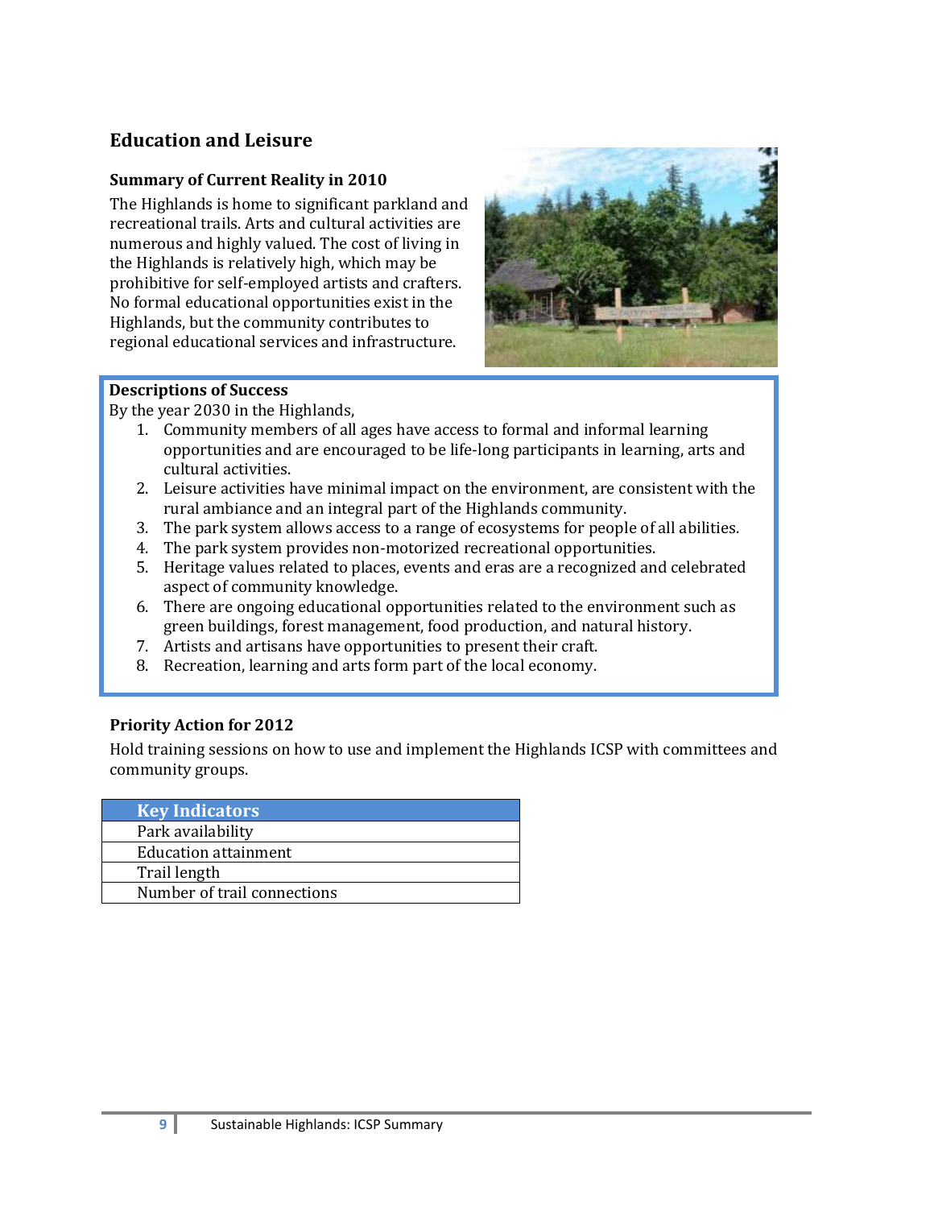## Education and Leisure

### Summary of Current Reality in 2010

The Highlands is home to significant parkland and recreational trails. Arts and cultural activities are numerous and highly valued. The cost of living in the Highlands is relatively high, which may be prohibitive for self-employed artists and crafters. No formal educational opportunities exist in the Highlands, but the community contributes to regional educational services and infrastructure.

### Descriptions of Success

By the year 2030 in the Highlands,

1. Community members of all ages have access to formal and informal learning opportunities and are encouraged to be life-long participants in learning, arts and cultural activities.
2. Leisure activities have minimal impact on the environment, are consistent with the rural ambiance and an integral part of the Highlands community.
3. The park system allows access to a range of ecosystems for people of all abilities.
4. The park system provides non-motorized recreational opportunities.
5. Heritage values related to places, events and eras are a recognized and celebrated aspect of community knowledge.
6. There are ongoing educational opportunities related to the environment such as green buildings, forest management, food production, and natural history.
7. Artists and artisans have opportunities to present their craft.
8. Recreation, learning and arts form part of the local economy.

### Priority Action for 2012

Hold training sessions on how to use and implement the Highlands ICSP with committees and community groups.

| Key Indicators |
| --- |
| Park availability |
| Education attainment |
| Trail length |
| Number of trail connections |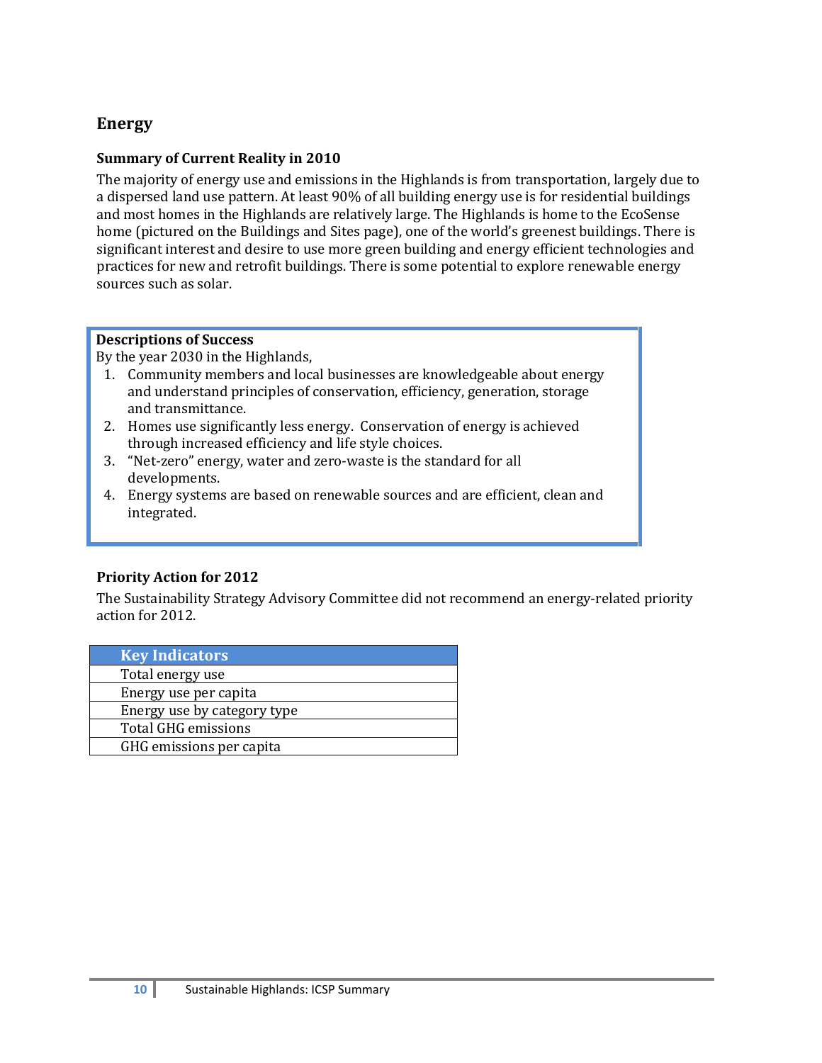## Energy

### Summary of Current Reality in 2010

The majority of energy use and emissions in the Highlands is from transportation, largely due to a dispersed land use pattern. At least 90% of all building energy use is for residential buildings and most homes in the Highlands are relatively large. The Highlands is home to the EcoSense home (pictured on the Buildings and Sites page), one of the world's greenest buildings. There is significant interest and desire to use more green building and energy efficient technologies and practices for new and retrofit buildings. There is some potential to explore renewable energy sources such as solar.

**Descriptions of Success**

By the year 2030 in the Highlands,

1. Community members and local businesses are knowledgeable about energy and understand principles of conservation, efficiency, generation, storage and transmittance.
2. Homes use significantly less energy. Conservation of energy is achieved through increased efficiency and life style choices.
3. "Net-zero" energy, water and zero-waste is the standard for all developments.
4. Energy systems are based on renewable sources and are efficient, clean and integrated.

### Priority Action for 2012

The Sustainability Strategy Advisory Committee did not recommend an energy-related priority action for 2012.

| Key Indicators |
| --- |
| Total energy use |
| Energy use per capita |
| Energy use by category type |
| Total GHG emissions |
| GHG emissions per capita |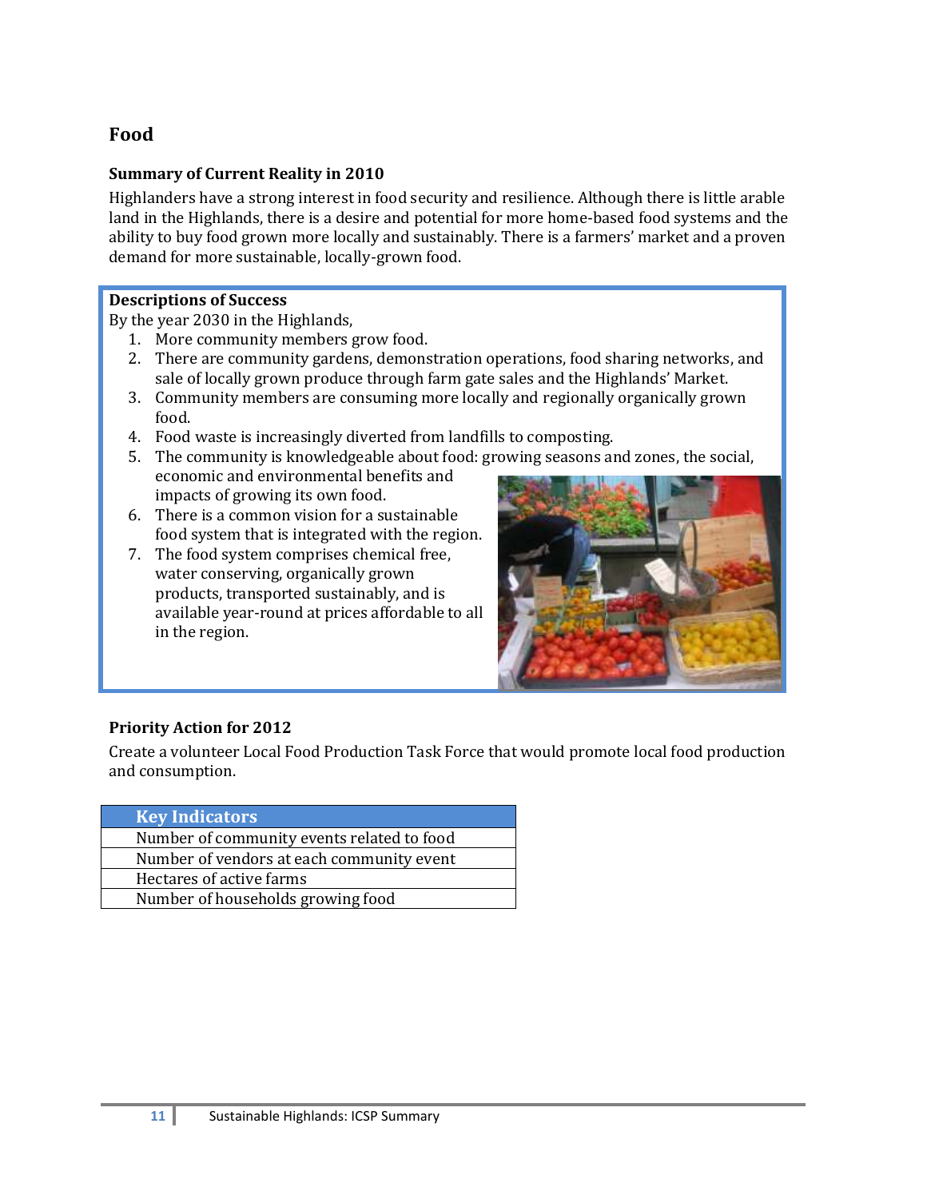## Food

### Summary of Current Reality in 2010

Highlanders have a strong interest in food security and resilience. Although there is little arable land in the Highlands, there is a desire and potential for more home-based food systems and the ability to buy food grown more locally and sustainably. There is a farmers' market and a proven demand for more sustainable, locally-grown food.

**Descriptions of Success**

By the year 2030 in the Highlands,

1. More community members grow food.
2. There are community gardens, demonstration operations, food sharing networks, and sale of locally grown produce through farm gate sales and the Highlands' Market.
3. Community members are consuming more locally and regionally organically grown food.
4. Food waste is increasingly diverted from landfills to composting.
5. The community is knowledgeable about food: growing seasons and zones, the social, economic and environmental benefits and impacts of growing its own food.
6. There is a common vision for a sustainable food system that is integrated with the region.
7. The food system comprises chemical free, water conserving, organically grown products, transported sustainably, and is available year-round at prices affordable to all in the region.

### Priority Action for 2012

Create a volunteer Local Food Production Task Force that would promote local food production and consumption.

| Key Indicators |
| --- |
| Number of community events related to food |
| Number of vendors at each community event |
| Hectares of active farms |
| Number of households growing food |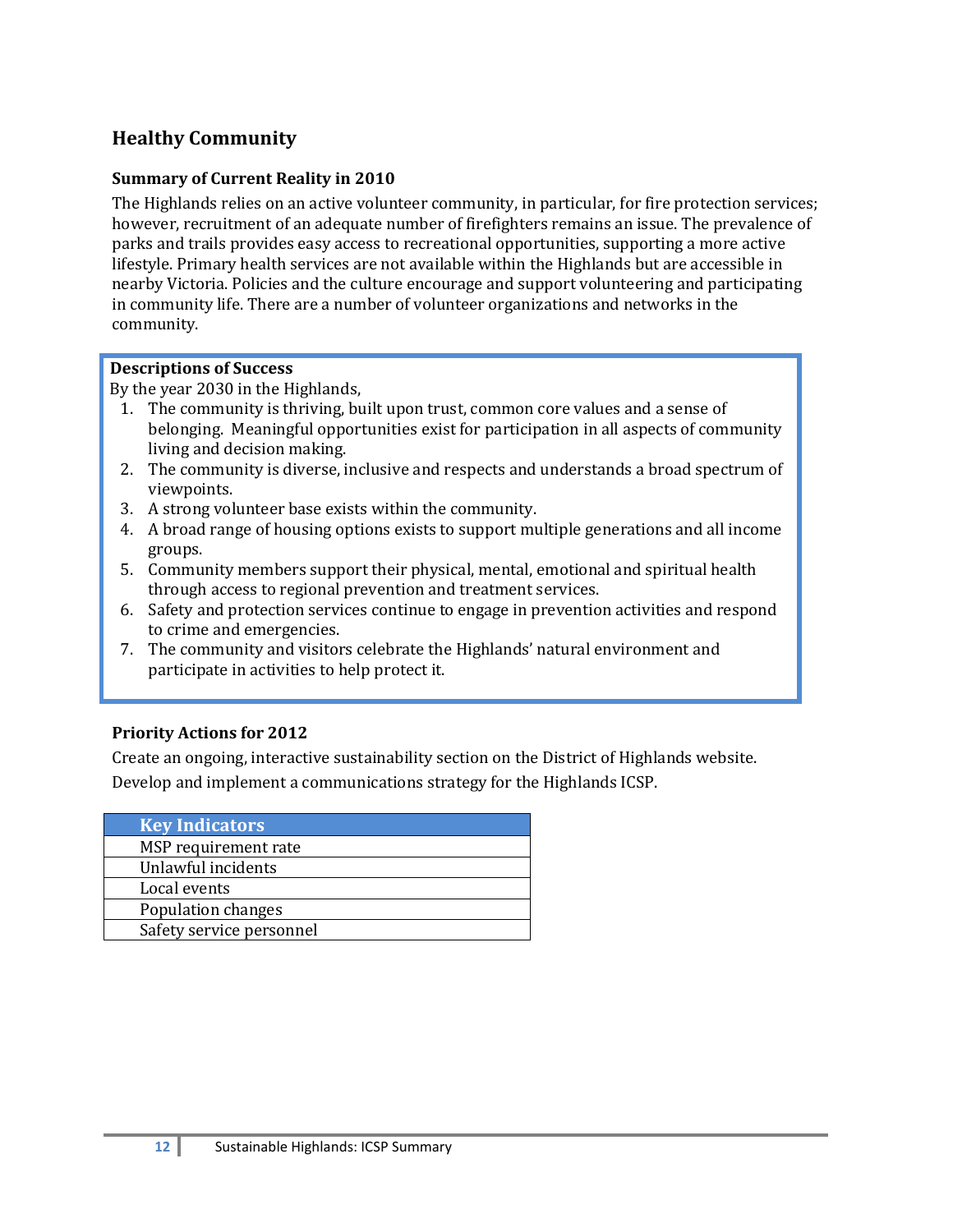## Healthy Community

### Summary of Current Reality in 2010

The Highlands relies on an active volunteer community, in particular, for fire protection services; however, recruitment of an adequate number of firefighters remains an issue. The prevalence of parks and trails provides easy access to recreational opportunities, supporting a more active lifestyle. Primary health services are not available within the Highlands but are accessible in nearby Victoria. Policies and the culture encourage and support volunteering and participating in community life. There are a number of volunteer organizations and networks in the community.

**Descriptions of Success**

By the year 2030 in the Highlands,

1. The community is thriving, built upon trust, common core values and a sense of belonging. Meaningful opportunities exist for participation in all aspects of community living and decision making.
2. The community is diverse, inclusive and respects and understands a broad spectrum of viewpoints.
3. A strong volunteer base exists within the community.
4. A broad range of housing options exists to support multiple generations and all income groups.
5. Community members support their physical, mental, emotional and spiritual health through access to regional prevention and treatment services.
6. Safety and protection services continue to engage in prevention activities and respond to crime and emergencies.
7. The community and visitors celebrate the Highlands' natural environment and participate in activities to help protect it.

### Priority Actions for 2012

Create an ongoing, interactive sustainability section on the District of Highlands website.

Develop and implement a communications strategy for the Highlands ICSP.

| Key Indicators |
|---|
| MSP requirement rate |
| Unlawful incidents |
| Local events |
| Population changes |
| Safety service personnel |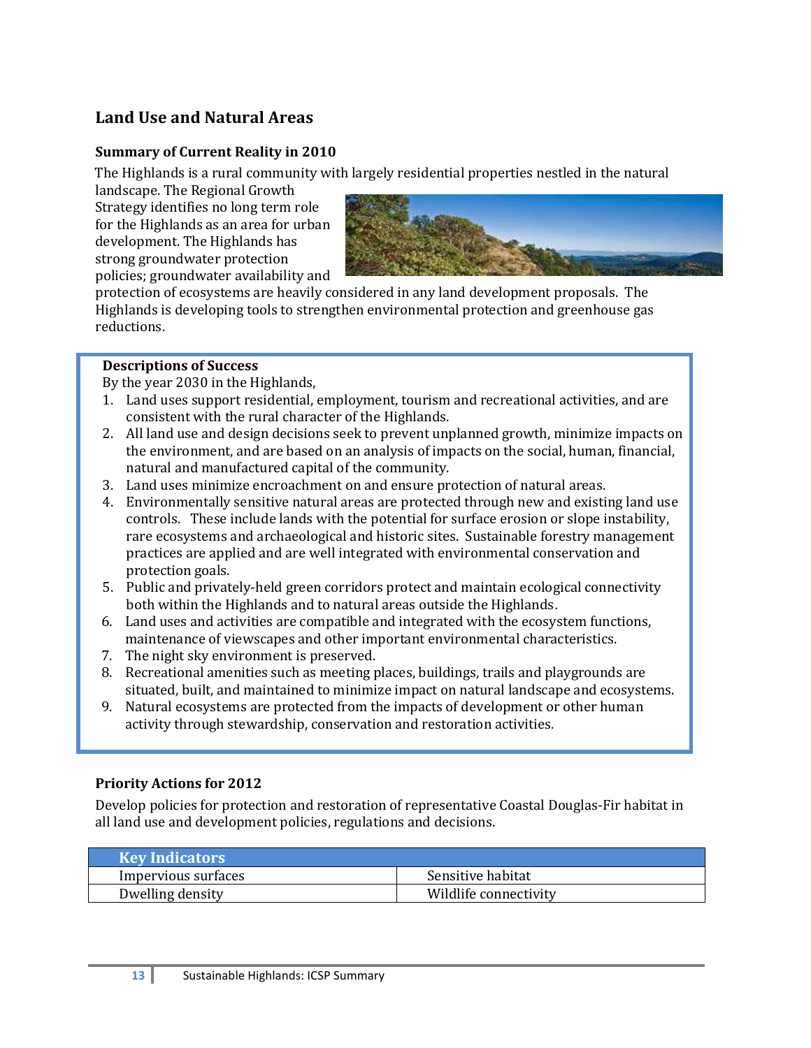## Land Use and Natural Areas

### Summary of Current Reality in 2010

The Highlands is a rural community with largely residential properties nestled in the natural landscape. The Regional Growth Strategy identifies no long term role for the Highlands as an area for urban development. The Highlands has strong groundwater protection policies; groundwater availability and protection of ecosystems are heavily considered in any land development proposals. The Highlands is developing tools to strengthen environmental protection and greenhouse gas reductions.

**Descriptions of Success**

By the year 2030 in the Highlands,

1. Land uses support residential, employment, tourism and recreational activities, and are consistent with the rural character of the Highlands.
2. All land use and design decisions seek to prevent unplanned growth, minimize impacts on the environment, and are based on an analysis of impacts on the social, human, financial, natural and manufactured capital of the community.
3. Land uses minimize encroachment on and ensure protection of natural areas.
4. Environmentally sensitive natural areas are protected through new and existing land use controls. These include lands with the potential for surface erosion or slope instability, rare ecosystems and archaeological and historic sites. Sustainable forestry management practices are applied and are well integrated with environmental conservation and protection goals.
5. Public and privately-held green corridors protect and maintain ecological connectivity both within the Highlands and to natural areas outside the Highlands.
6. Land uses and activities are compatible and integrated with the ecosystem functions, maintenance of viewscapes and other important environmental characteristics.
7. The night sky environment is preserved.
8. Recreational amenities such as meeting places, buildings, trails and playgrounds are situated, built, and maintained to minimize impact on natural landscape and ecosystems.
9. Natural ecosystems are protected from the impacts of development or other human activity through stewardship, conservation and restoration activities.

### Priority Actions for 2012

Develop policies for protection and restoration of representative Coastal Douglas-Fir habitat in all land use and development policies, regulations and decisions.

| Key Indicators | |
|---|---|
| Impervious surfaces | Sensitive habitat |
| Dwelling density | Wildlife connectivity |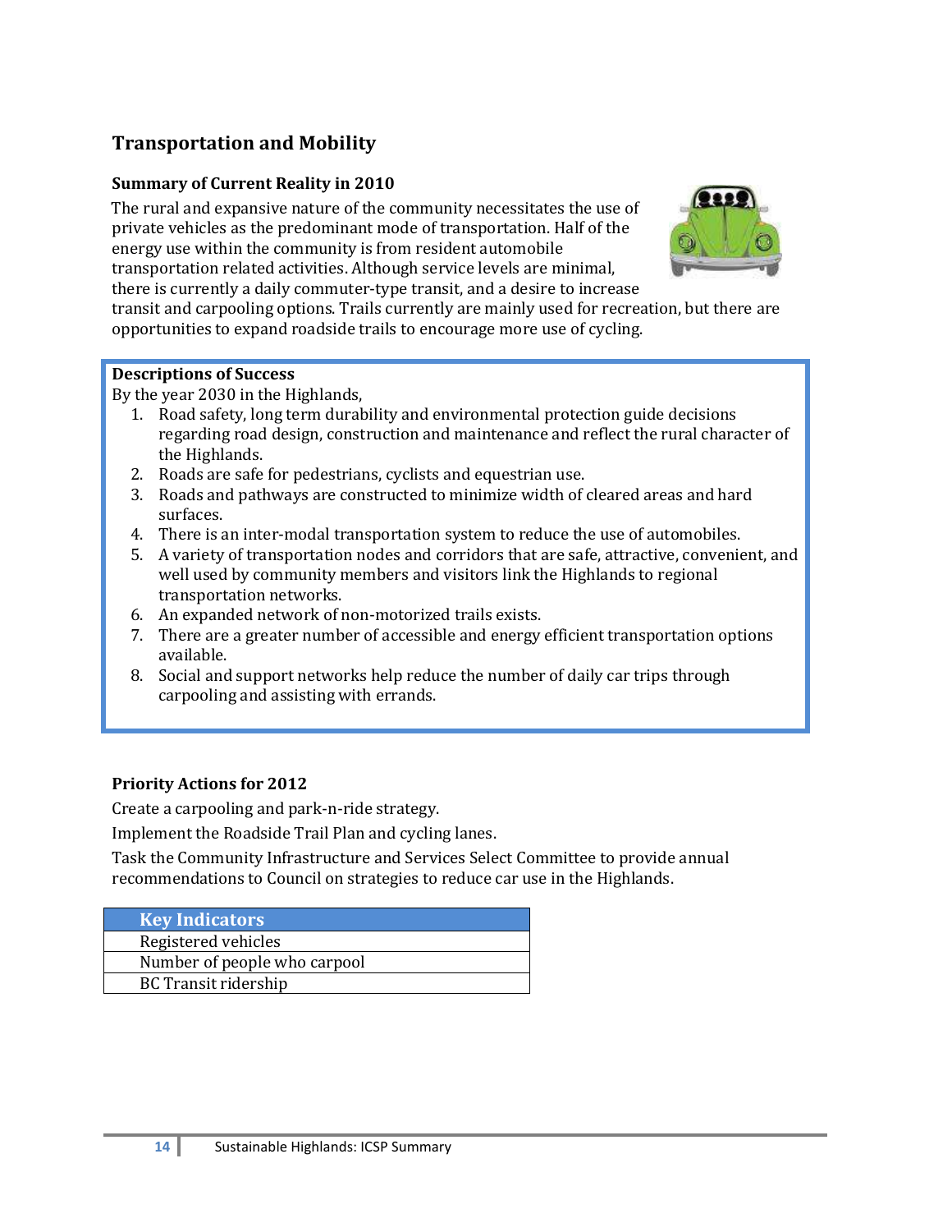## Transportation and Mobility

### Summary of Current Reality in 2010

The rural and expansive nature of the community necessitates the use of private vehicles as the predominant mode of transportation. Half of the energy use within the community is from resident automobile transportation related activities. Although service levels are minimal, there is currently a daily commuter-type transit, and a desire to increase transit and carpooling options. Trails currently are mainly used for recreation, but there are opportunities to expand roadside trails to encourage more use of cycling.

**Descriptions of Success**

By the year 2030 in the Highlands,

1. Road safety, long term durability and environmental protection guide decisions regarding road design, construction and maintenance and reflect the rural character of the Highlands.
2. Roads are safe for pedestrians, cyclists and equestrian use.
3. Roads and pathways are constructed to minimize width of cleared areas and hard surfaces.
4. There is an inter-modal transportation system to reduce the use of automobiles.
5. A variety of transportation nodes and corridors that are safe, attractive, convenient, and well used by community members and visitors link the Highlands to regional transportation networks.
6. An expanded network of non-motorized trails exists.
7. There are a greater number of accessible and energy efficient transportation options available.
8. Social and support networks help reduce the number of daily car trips through carpooling and assisting with errands.

### Priority Actions for 2012

Create a carpooling and park-n-ride strategy.

Implement the Roadside Trail Plan and cycling lanes.

Task the Community Infrastructure and Services Select Committee to provide annual recommendations to Council on strategies to reduce car use in the Highlands.

| Key Indicators |
|---|
| Registered vehicles |
| Number of people who carpool |
| BC Transit ridership |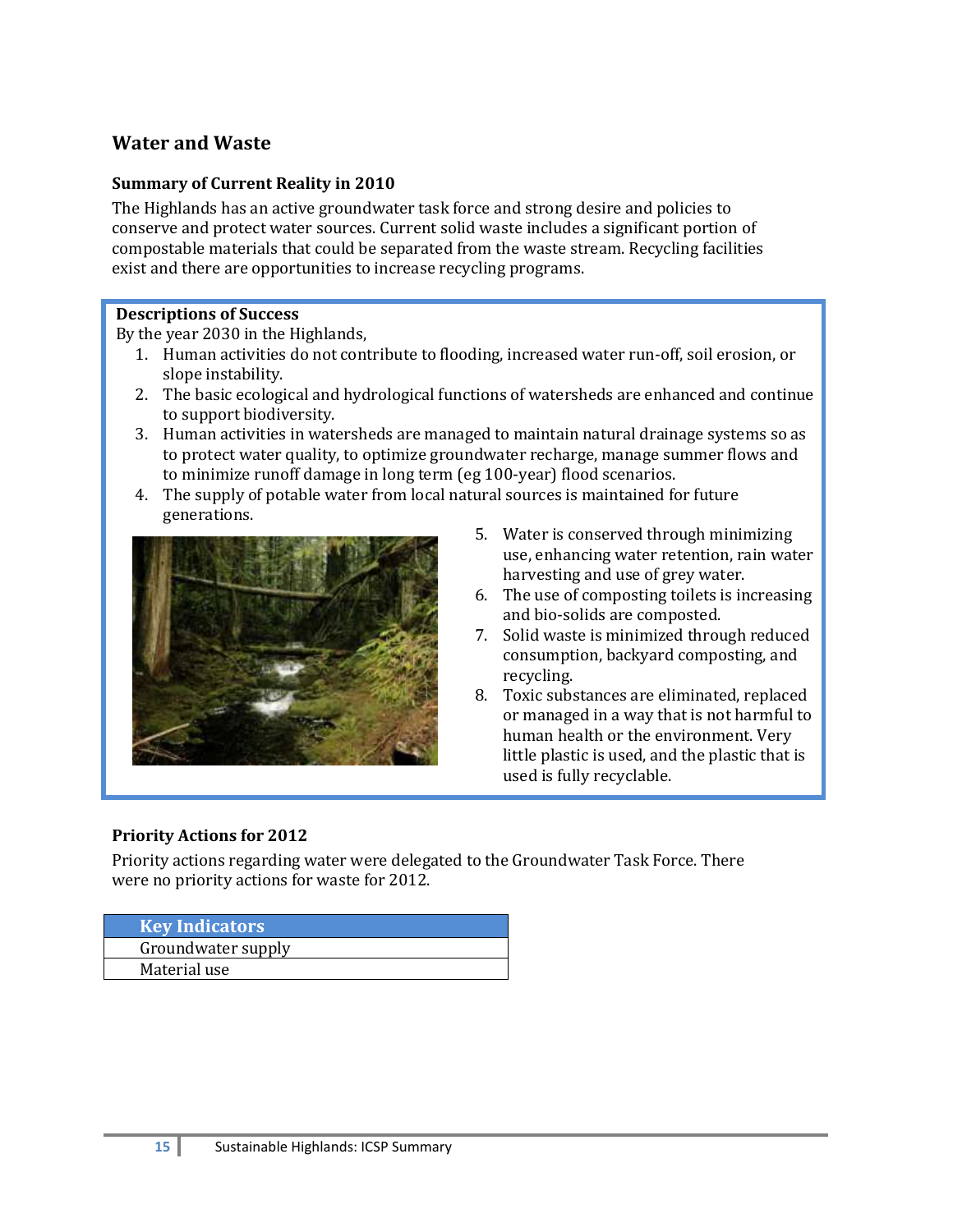## Water and Waste

### Summary of Current Reality in 2010

The Highlands has an active groundwater task force and strong desire and policies to conserve and protect water sources. Current solid waste includes a significant portion of compostable materials that could be separated from the waste stream. Recycling facilities exist and there are opportunities to increase recycling programs.

**Descriptions of Success**

By the year 2030 in the Highlands,

1. Human activities do not contribute to flooding, increased water run-off, soil erosion, or slope instability.
2. The basic ecological and hydrological functions of watersheds are enhanced and continue to support biodiversity.
3. Human activities in watersheds are managed to maintain natural drainage systems so as to protect water quality, to optimize groundwater recharge, manage summer flows and to minimize runoff damage in long term (eg 100-year) flood scenarios.
4. The supply of potable water from local natural sources is maintained for future generations.
5. Water is conserved through minimizing use, enhancing water retention, rain water harvesting and use of grey water.
6. The use of composting toilets is increasing and bio-solids are composted.
7. Solid waste is minimized through reduced consumption, backyard composting, and recycling.
8. Toxic substances are eliminated, replaced or managed in a way that is not harmful to human health or the environment. Very little plastic is used, and the plastic that is used is fully recyclable.

### Priority Actions for 2012

Priority actions regarding water were delegated to the Groundwater Task Force. There were no priority actions for waste for 2012.

| Key Indicators |
| --- |
| Groundwater supply |
| Material use |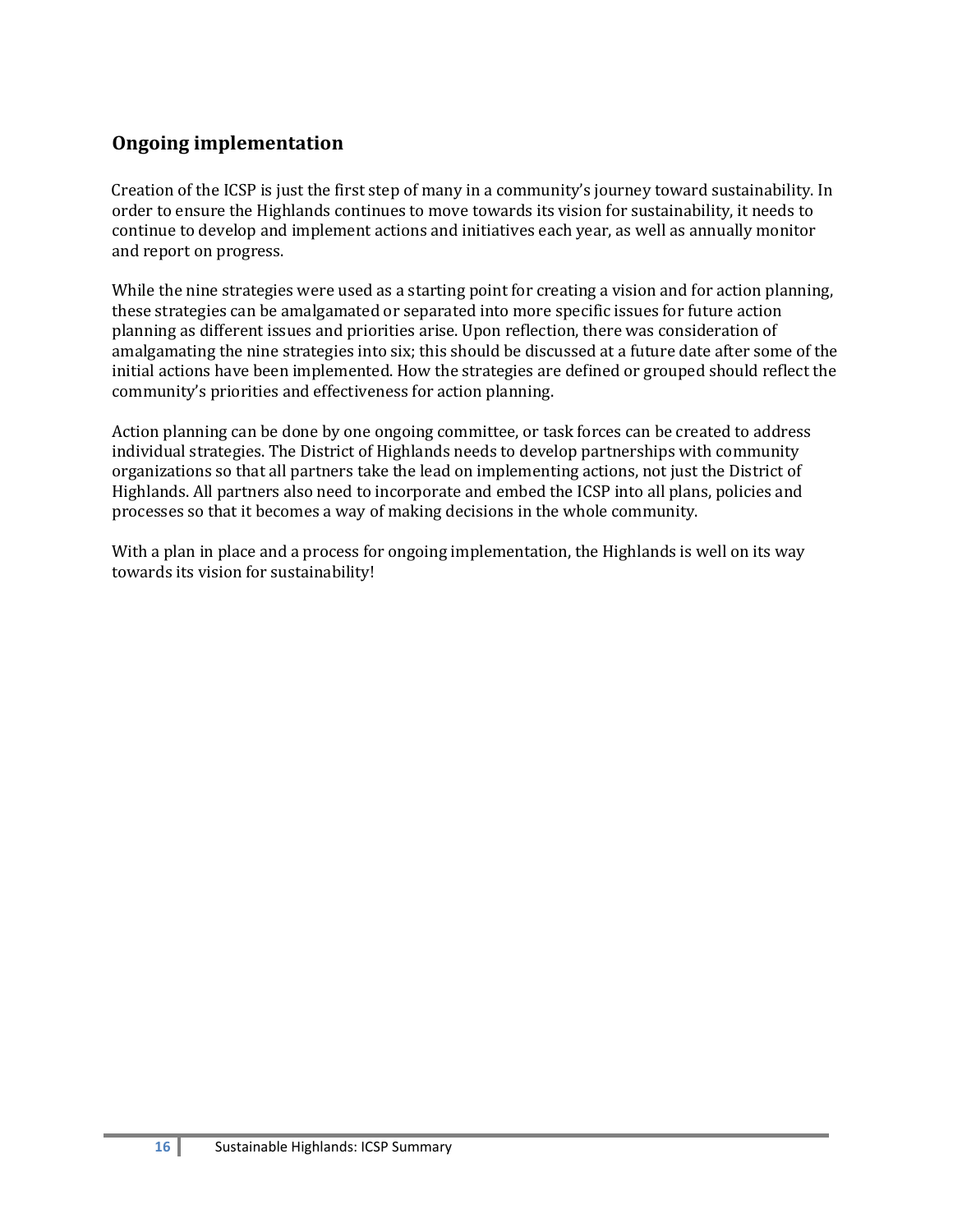## Ongoing implementation

Creation of the ICSP is just the first step of many in a community's journey toward sustainability. In order to ensure the Highlands continues to move towards its vision for sustainability, it needs to continue to develop and implement actions and initiatives each year, as well as annually monitor and report on progress.

While the nine strategies were used as a starting point for creating a vision and for action planning, these strategies can be amalgamated or separated into more specific issues for future action planning as different issues and priorities arise. Upon reflection, there was consideration of amalgamating the nine strategies into six; this should be discussed at a future date after some of the initial actions have been implemented. How the strategies are defined or grouped should reflect the community's priorities and effectiveness for action planning.

Action planning can be done by one ongoing committee, or task forces can be created to address individual strategies. The District of Highlands needs to develop partnerships with community organizations so that all partners take the lead on implementing actions, not just the District of Highlands. All partners also need to incorporate and embed the ICSP into all plans, policies and processes so that it becomes a way of making decisions in the whole community.

With a plan in place and a process for ongoing implementation, the Highlands is well on its way towards its vision for sustainability!